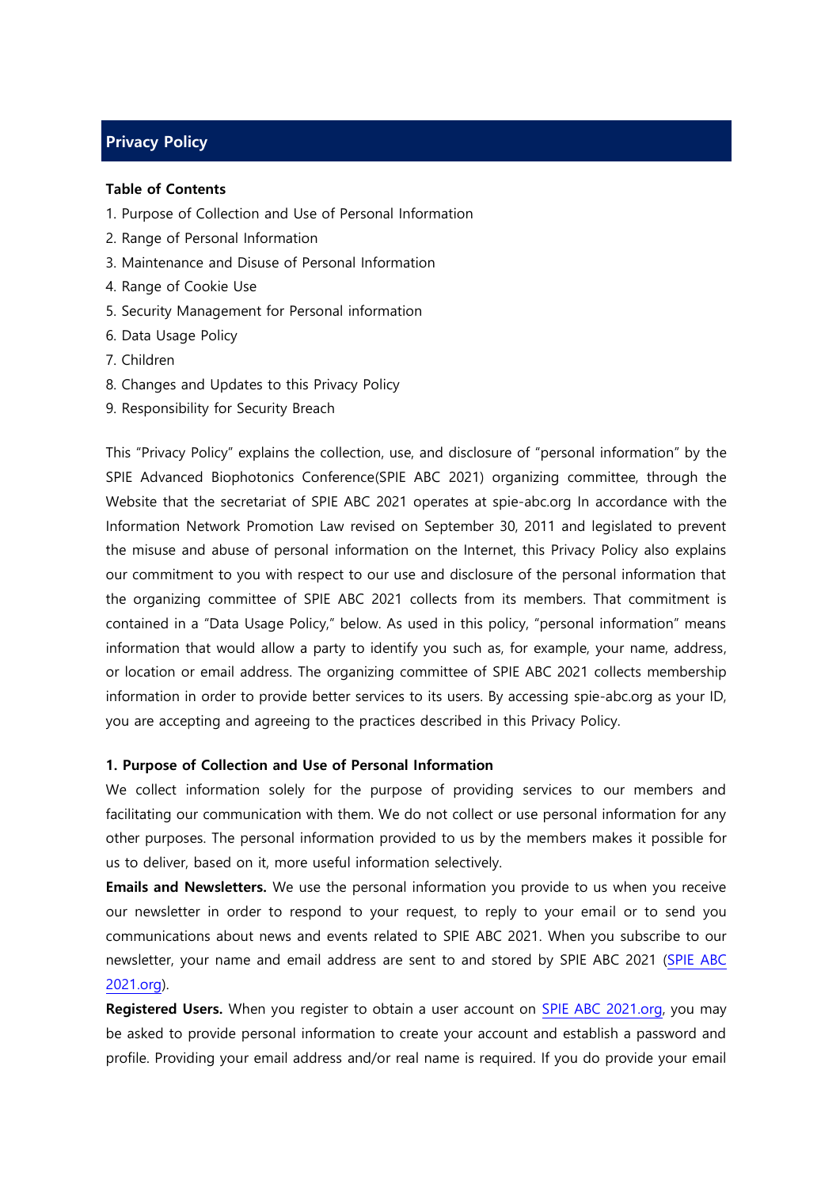# Privacy Policy

**Table of Contents**

1. Purpose of Collection and Use of Personal Information
2. Range of Personal Information
3. Maintenance and Disuse of Personal Information
4. Range of Cookie Use
5. Security Management for Personal information
6. Data Usage Policy
7. Children
8. Changes and Updates to this Privacy Policy
9. Responsibility for Security Breach

This "Privacy Policy" explains the collection, use, and disclosure of "personal information" by the SPIE Advanced Biophotonics Conference(SPIE ABC 2021) organizing committee, through the Website that the secretariat of SPIE ABC 2021 operates at spie-abc.org In accordance with the Information Network Promotion Law revised on September 30, 2011 and legislated to prevent the misuse and abuse of personal information on the Internet, this Privacy Policy also explains our commitment to you with respect to our use and disclosure of the personal information that the organizing committee of SPIE ABC 2021 collects from its members. That commitment is contained in a "Data Usage Policy," below. As used in this policy, "personal information" means information that would allow a party to identify you such as, for example, your name, address, or location or email address. The organizing committee of SPIE ABC 2021 collects membership information in order to provide better services to its users. By accessing spie-abc.org as your ID, you are accepting and agreeing to the practices described in this Privacy Policy.

**1. Purpose of Collection and Use of Personal Information**

We collect information solely for the purpose of providing services to our members and facilitating our communication with them. We do not collect or use personal information for any other purposes. The personal information provided to us by the members makes it possible for us to deliver, based on it, more useful information selectively.

**Emails and Newsletters.** We use the personal information you provide to us when you receive our newsletter in order to respond to your request, to reply to your email or to send you communications about news and events related to SPIE ABC 2021. When you subscribe to our newsletter, your name and email address are sent to and stored by SPIE ABC 2021 (SPIE ABC 2021.org).

**Registered Users.** When you register to obtain a user account on SPIE ABC 2021.org, you may be asked to provide personal information to create your account and establish a password and profile. Providing your email address and/or real name is required. If you do provide your email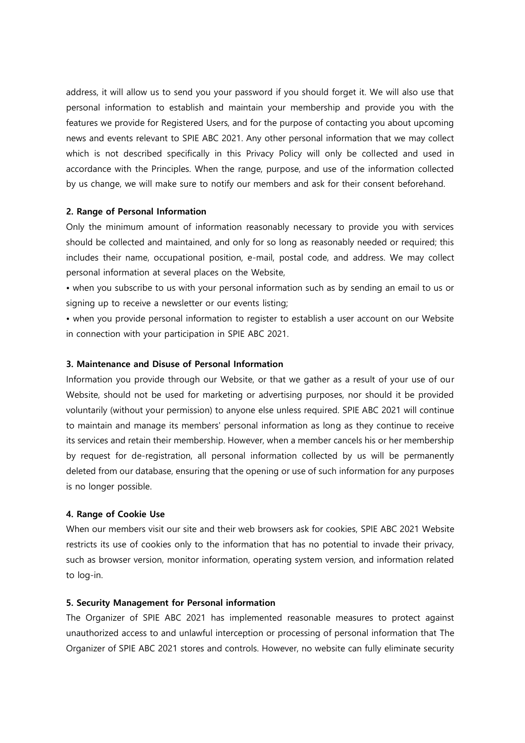address, it will allow us to send you your password if you should forget it. We will also use that personal information to establish and maintain your membership and provide you with the features we provide for Registered Users, and for the purpose of contacting you about upcoming news and events relevant to SPIE ABC 2021. Any other personal information that we may collect which is not described specifically in this Privacy Policy will only be collected and used in accordance with the Principles. When the range, purpose, and use of the information collected by us change, we will make sure to notify our members and ask for their consent beforehand.

**2. Range of Personal Information**

Only the minimum amount of information reasonably necessary to provide you with services should be collected and maintained, and only for so long as reasonably needed or required; this includes their name, occupational position, e-mail, postal code, and address. We may collect personal information at several places on the Website,

- when you subscribe to us with your personal information such as by sending an email to us or signing up to receive a newsletter or our events listing;
- when you provide personal information to register to establish a user account on our Website in connection with your participation in SPIE ABC 2021.

**3. Maintenance and Disuse of Personal Information**

Information you provide through our Website, or that we gather as a result of your use of our Website, should not be used for marketing or advertising purposes, nor should it be provided voluntarily (without your permission) to anyone else unless required. SPIE ABC 2021 will continue to maintain and manage its members' personal information as long as they continue to receive its services and retain their membership. However, when a member cancels his or her membership by request for de-registration, all personal information collected by us will be permanently deleted from our database, ensuring that the opening or use of such information for any purposes is no longer possible.

**4. Range of Cookie Use**

When our members visit our site and their web browsers ask for cookies, SPIE ABC 2021 Website restricts its use of cookies only to the information that has no potential to invade their privacy, such as browser version, monitor information, operating system version, and information related to log-in.

**5. Security Management for Personal information**

The Organizer of SPIE ABC 2021 has implemented reasonable measures to protect against unauthorized access to and unlawful interception or processing of personal information that The Organizer of SPIE ABC 2021 stores and controls. However, no website can fully eliminate security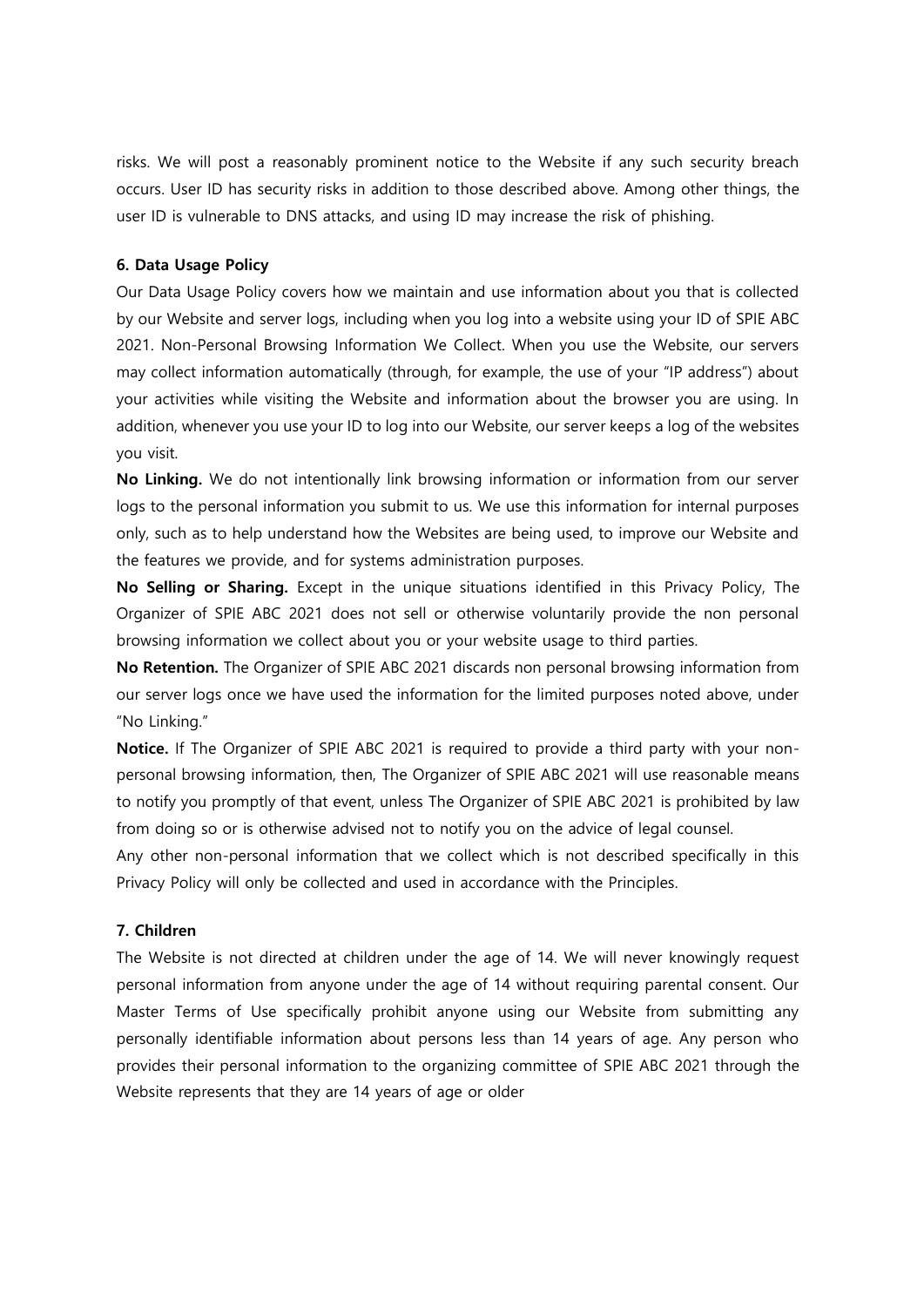risks. We will post a reasonably prominent notice to the Website if any such security breach occurs. User ID has security risks in addition to those described above. Among other things, the user ID is vulnerable to DNS attacks, and using ID may increase the risk of phishing.

**6. Data Usage Policy**

Our Data Usage Policy covers how we maintain and use information about you that is collected by our Website and server logs, including when you log into a website using your ID of SPIE ABC 2021. Non-Personal Browsing Information We Collect. When you use the Website, our servers may collect information automatically (through, for example, the use of your "IP address") about your activities while visiting the Website and information about the browser you are using. In addition, whenever you use your ID to log into our Website, our server keeps a log of the websites you visit.

**No Linking.** We do not intentionally link browsing information or information from our server logs to the personal information you submit to us. We use this information for internal purposes only, such as to help understand how the Websites are being used, to improve our Website and the features we provide, and for systems administration purposes.

**No Selling or Sharing.** Except in the unique situations identified in this Privacy Policy, The Organizer of SPIE ABC 2021 does not sell or otherwise voluntarily provide the non personal browsing information we collect about you or your website usage to third parties.

**No Retention.** The Organizer of SPIE ABC 2021 discards non personal browsing information from our server logs once we have used the information for the limited purposes noted above, under "No Linking."

**Notice.** If The Organizer of SPIE ABC 2021 is required to provide a third party with your non-personal browsing information, then, The Organizer of SPIE ABC 2021 will use reasonable means to notify you promptly of that event, unless The Organizer of SPIE ABC 2021 is prohibited by law from doing so or is otherwise advised not to notify you on the advice of legal counsel.

Any other non-personal information that we collect which is not described specifically in this Privacy Policy will only be collected and used in accordance with the Principles.

**7. Children**

The Website is not directed at children under the age of 14. We will never knowingly request personal information from anyone under the age of 14 without requiring parental consent. Our Master Terms of Use specifically prohibit anyone using our Website from submitting any personally identifiable information about persons less than 14 years of age. Any person who provides their personal information to the organizing committee of SPIE ABC 2021 through the Website represents that they are 14 years of age or older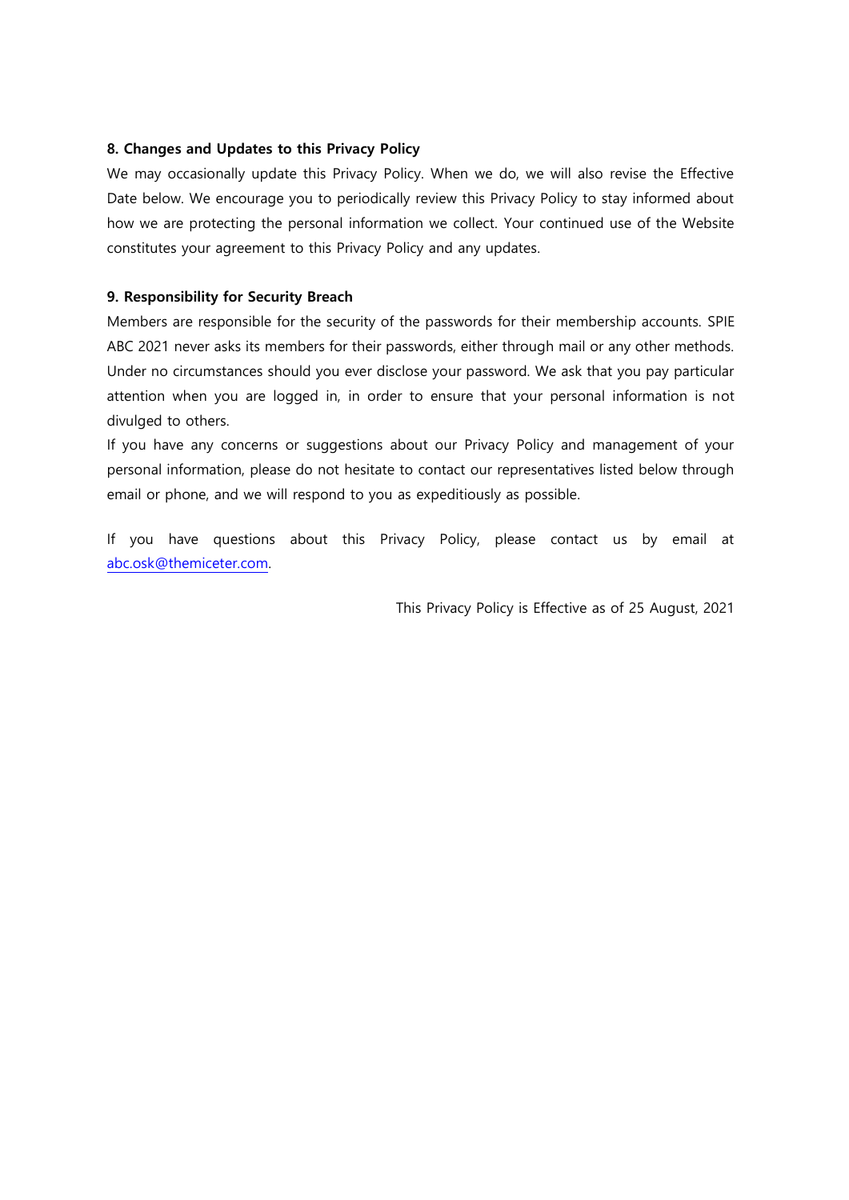**8. Changes and Updates to this Privacy Policy**

We may occasionally update this Privacy Policy. When we do, we will also revise the Effective Date below. We encourage you to periodically review this Privacy Policy to stay informed about how we are protecting the personal information we collect. Your continued use of the Website constitutes your agreement to this Privacy Policy and any updates.

**9. Responsibility for Security Breach**

Members are responsible for the security of the passwords for their membership accounts. SPIE ABC 2021 never asks its members for their passwords, either through mail or any other methods. Under no circumstances should you ever disclose your password. We ask that you pay particular attention when you are logged in, in order to ensure that your personal information is not divulged to others.

If you have any concerns or suggestions about our Privacy Policy and management of your personal information, please do not hesitate to contact our representatives listed below through email or phone, and we will respond to you as expeditiously as possible.

If you have questions about this Privacy Policy, please contact us by email at abc.osk@themiceter.com.

This Privacy Policy is Effective as of 25 August, 2021